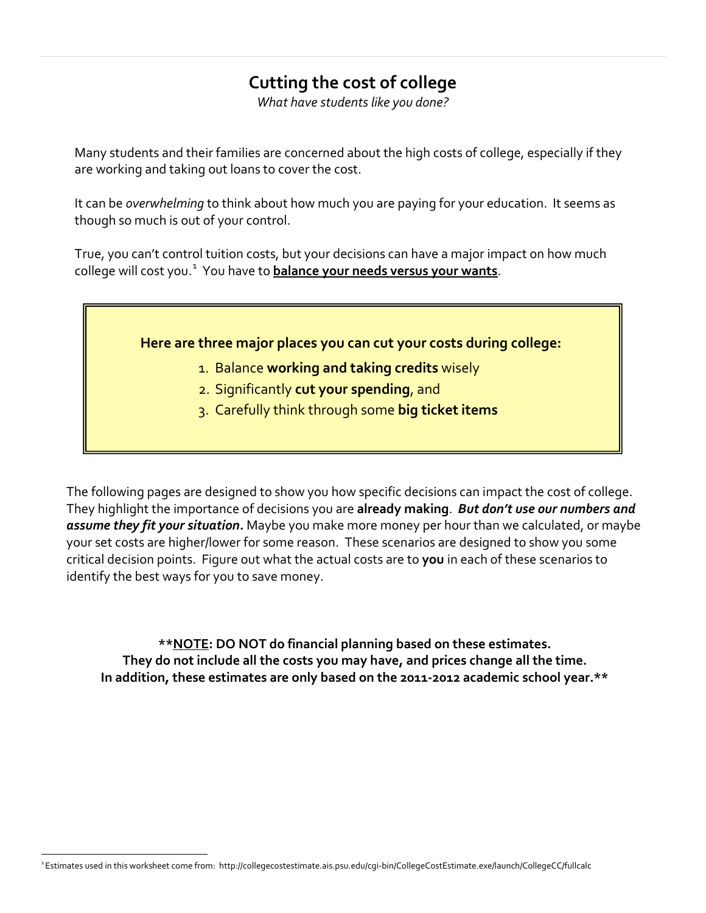# Cutting the cost of college

*What have students like you done?*

Many students and their families are concerned about the high costs of college, especially if they are working and taking out loans to cover the cost.

It can be *overwhelming* to think about how much you are paying for your education. It seems as though so much is out of your control.

True, you can't control tuition costs, but your decisions can have a major impact on how much college will cost you.[1] You have to **balance your needs versus your wants**.

**Here are three major places you can cut your costs during college:**

1. Balance **working and taking credits** wisely
2. Significantly **cut your spending**, and
3. Carefully think through some **big ticket items**

The following pages are designed to show you how specific decisions can impact the cost of college. They highlight the importance of decisions you are **already making**. ***But don't use our numbers and assume they fit your situation.*** Maybe you make more money per hour than we calculated, or maybe your set costs are higher/lower for some reason. These scenarios are designed to show you some critical decision points. Figure out what the actual costs are to **you** in each of these scenarios to identify the best ways for you to save money.

**\*\*NOTE: DO NOT do financial planning based on these estimates.**
**They do not include all the costs you may have, and prices change all the time.**
**In addition, these estimates are only based on the 2011-2012 academic school year.\*\***

[1] Estimates used in this worksheet come from: http://collegecostestimate.ais.psu.edu/cgi-bin/CollegeCostEstimate.exe/launch/CollegeCC/fullcalc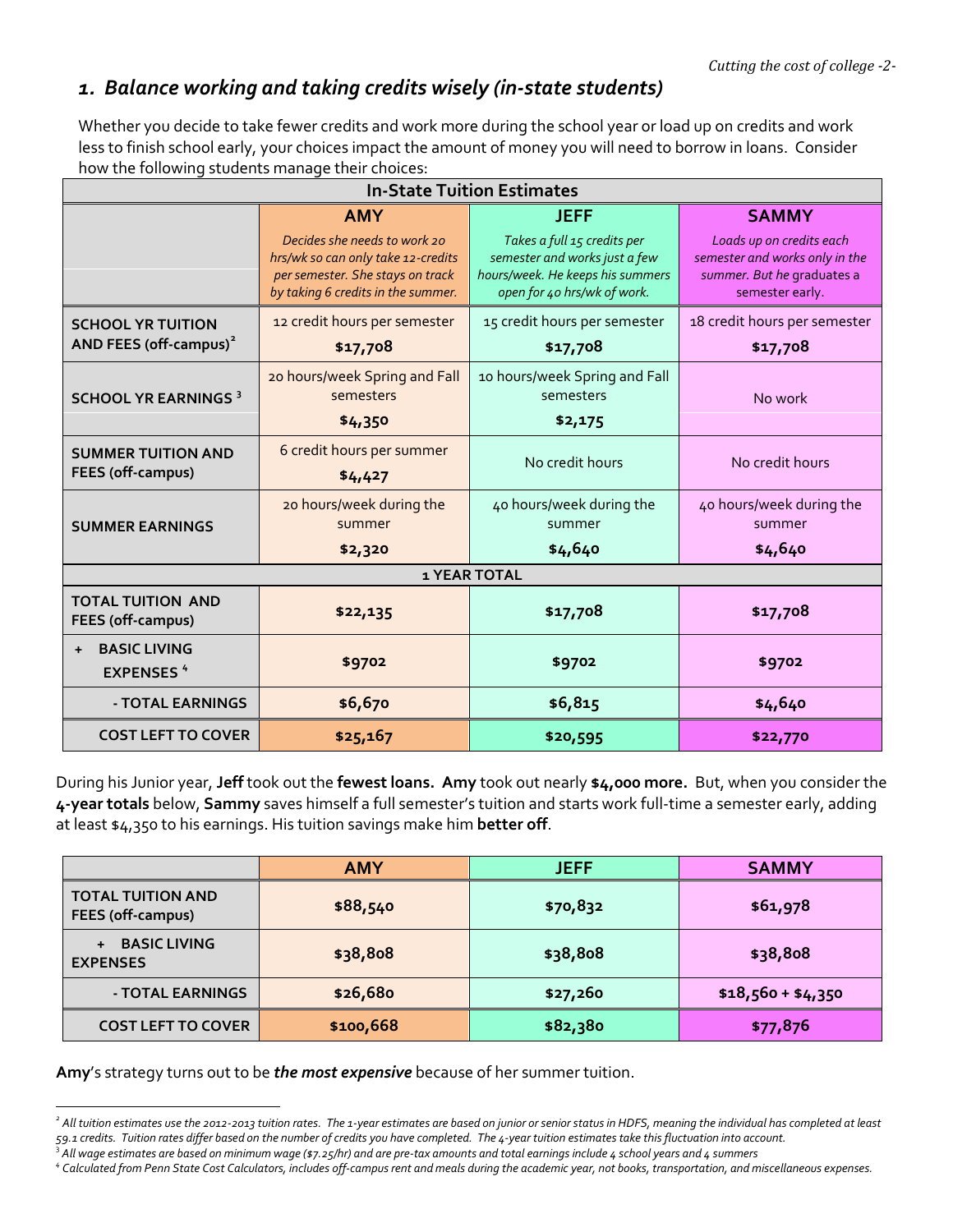## *1. Balance working and taking credits wisely (in-state students)*

Whether you decide to take fewer credits and work more during the school year or load up on credits and work less to finish school early, your choices impact the amount of money you will need to borrow in loans. Consider how the following students manage their choices:

| In-State Tuition Estimates | | | |
|---|---|---|---|
| | **AMY** *Decides she needs to work 20 hrs/wk so can only take 12-credits per semester. She stays on track by taking 6 credits in the summer.* | **JEFF** *Takes a full 15 credits per semester and works just a few hours/week. He keeps his summers open for 40 hrs/wk of work.* | **SAMMY** *Loads up on credits each semester and works only in the summer. But he graduates a semester early.* |
| **SCHOOL YR TUITION AND FEES (off-campus)**[2] | 12 credit hours per semester **$17,708** | 15 credit hours per semester **$17,708** | 18 credit hours per semester **$17,708** |
| **SCHOOL YR EARNINGS**[3] | 20 hours/week Spring and Fall semesters **$4,350** | 10 hours/week Spring and Fall semesters **$2,175** | No work |
| **SUMMER TUITION AND FEES (off-campus)** | 6 credit hours per summer **$4,427** | No credit hours | No credit hours |
| **SUMMER EARNINGS** | 20 hours/week during the summer **$2,320** | 40 hours/week during the summer **$4,640** | 40 hours/week during the summer **$4,640** |
| **1 YEAR TOTAL** | | | |
| **TOTAL TUITION AND FEES (off-campus)** | **$22,135** | **$17,708** | **$17,708** |
| **+ BASIC LIVING EXPENSES**[4] | **$9702** | **$9702** | **$9702** |
| **- TOTAL EARNINGS** | **$6,670** | **$6,815** | **$4,640** |
| **COST LEFT TO COVER** | **$25,167** | **$20,595** | **$22,770** |

During his Junior year, **Jeff** took out the **fewest loans. Amy** took out nearly **$4,000 more.** But, when you consider the **4-year totals** below, **Sammy** saves himself a full semester's tuition and starts work full-time a semester early, adding at least $4,350 to his earnings. His tuition savings make him **better off**.

| | AMY | JEFF | SAMMY |
|---|---|---|---|
| **TOTAL TUITION AND FEES (off-campus)** | **$88,540** | **$70,832** | **$61,978** |
| **+ BASIC LIVING EXPENSES** | **$38,808** | **$38,808** | **$38,808** |
| **- TOTAL EARNINGS** | **$26,680** | **$27,260** | **$18,560 + $4,350** |
| **COST LEFT TO COVER** | **$100,668** | **$82,380** | **$77,876** |

**Amy**'s strategy turns out to be ***the most expensive*** because of her summer tuition.

---

[2] *All tuition estimates use the 2012-2013 tuition rates. The 1-year estimates are based on junior or senior status in HDFS, meaning the individual has completed at least 59.1 credits. Tuition rates differ based on the number of credits you have completed. The 4-year tuition estimates take this fluctuation into account.*

[3] *All wage estimates are based on minimum wage ($7.25/hr) and are pre-tax amounts and total earnings include 4 school years and 4 summers*

[4] *Calculated from Penn State Cost Calculators, includes off-campus rent and meals during the academic year, not books, transportation, and miscellaneous expenses.*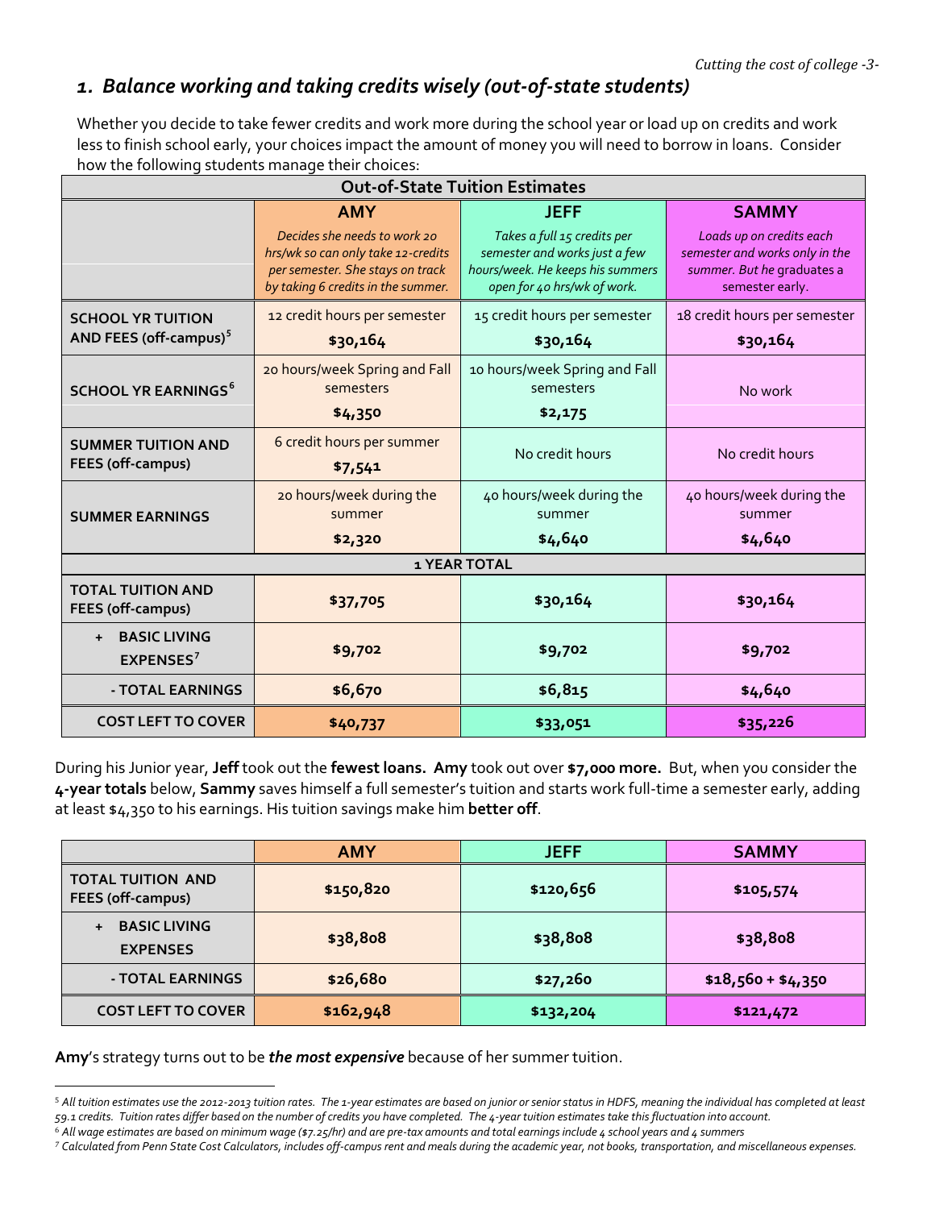## 1. *Balance working and taking credits wisely (out-of-state students)*

Whether you decide to take fewer credits and work more during the school year or load up on credits and work less to finish school early, your choices impact the amount of money you will need to borrow in loans. Consider how the following students manage their choices:

| Out-of-State Tuition Estimates | | | |
|---|---|---|---|
| | **AMY** *Decides she needs to work 20 hrs/wk so can only take 12-credits per semester. She stays on track by taking 6 credits in the summer.* | **JEFF** *Takes a full 15 credits per semester and works just a few hours/week. He keeps his summers open for 40 hrs/wk of work.* | **SAMMY** *Loads up on credits each semester and works only in the summer. But he graduates a semester early.* |
| **SCHOOL YR TUITION AND FEES (off-campus)**[5] | 12 credit hours per semester **$30,164** | 15 credit hours per semester **$30,164** | 18 credit hours per semester **$30,164** |
| **SCHOOL YR EARNINGS**[6] | 20 hours/week Spring and Fall semesters **$4,350** | 10 hours/week Spring and Fall semesters **$2,175** | No work |
| **SUMMER TUITION AND FEES (off-campus)** | 6 credit hours per summer **$7,541** | No credit hours | No credit hours |
| **SUMMER EARNINGS** | 20 hours/week during the summer **$2,320** | 40 hours/week during the summer **$4,640** | 40 hours/week during the summer **$4,640** |
| **1 YEAR TOTAL** | | | |
| **TOTAL TUITION AND FEES (off-campus)** | **$37,705** | **$30,164** | **$30,164** |
| **+ BASIC LIVING EXPENSES**[7] | **$9,702** | **$9,702** | **$9,702** |
| **- TOTAL EARNINGS** | **$6,670** | **$6,815** | **$4,640** |
| **COST LEFT TO COVER** | **$40,737** | **$33,051** | **$35,226** |

During his Junior year, **Jeff** took out the **fewest loans. Amy** took out over **$7,000 more.** But, when you consider the **4-year totals** below, **Sammy** saves himself a full semester's tuition and starts work full-time a semester early, adding at least $4,350 to his earnings. His tuition savings make him **better off**.

| | AMY | JEFF | SAMMY |
|---|---|---|---|
| **TOTAL TUITION AND FEES (off-campus)** | **$150,820** | **$120,656** | **$105,574** |
| **+ BASIC LIVING EXPENSES** | **$38,808** | **$38,808** | **$38,808** |
| **- TOTAL EARNINGS** | **$26,680** | **$27,260** | **$18,560 + $4,350** |
| **COST LEFT TO COVER** | **$162,948** | **$132,204** | **$121,472** |

**Amy**'s strategy turns out to be ***the most expensive*** because of her summer tuition.

[5] *All tuition estimates use the 2012-2013 tuition rates. The 1-year estimates are based on junior or senior status in HDFS, meaning the individual has completed at least 59.1 credits. Tuition rates differ based on the number of credits you have completed. The 4-year tuition estimates take this fluctuation into account.*

[6] *All wage estimates are based on minimum wage ($7.25/hr) and are pre-tax amounts and total earnings include 4 school years and 4 summers*

[7] *Calculated from Penn State Cost Calculators, includes off-campus rent and meals during the academic year, not books, transportation, and miscellaneous expenses.*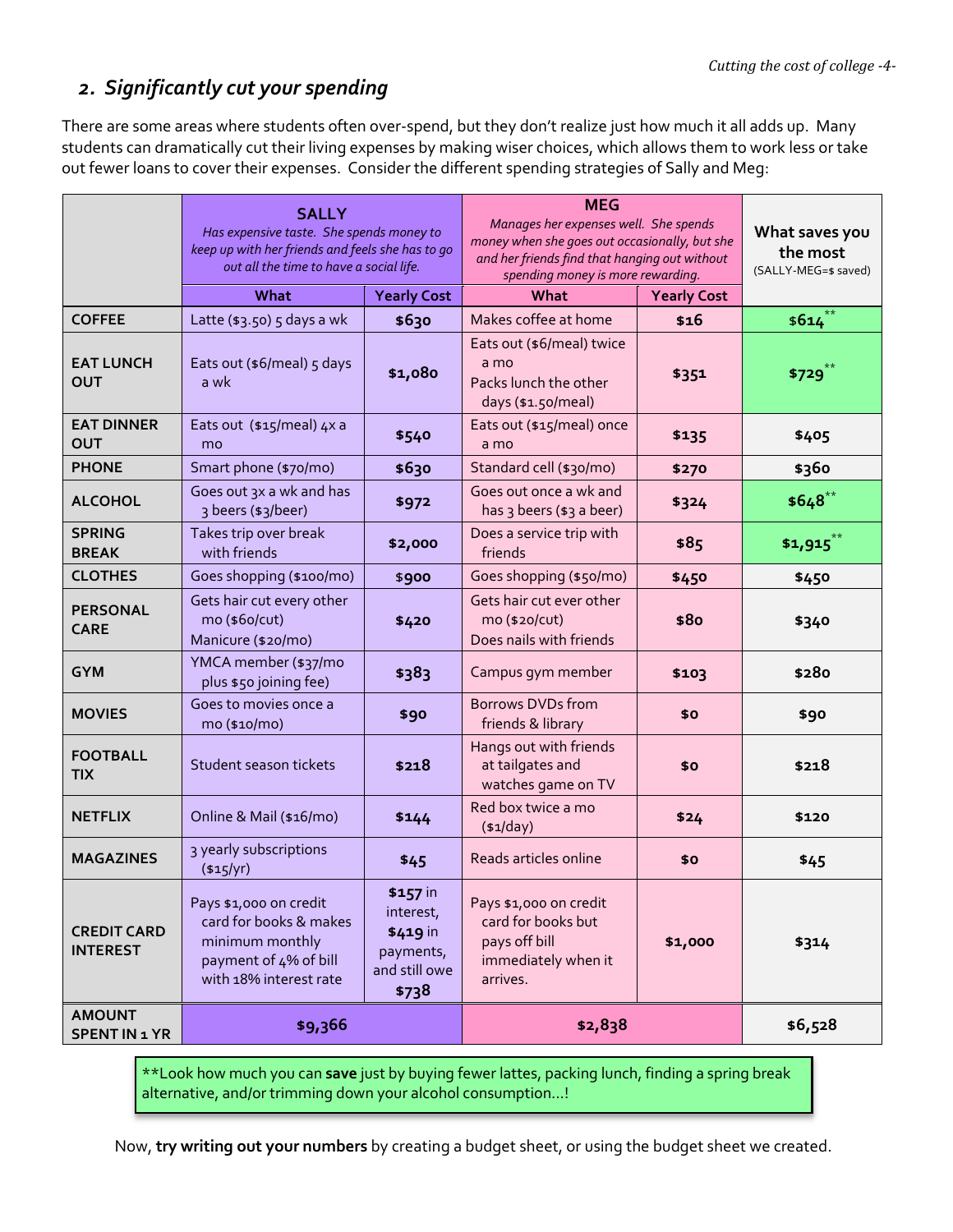## 2. *Significantly cut your spending*

There are some areas where students often over-spend, but they don't realize just how much it all adds up. Many students can dramatically cut their living expenses by making wiser choices, which allows them to work less or take out fewer loans to cover their expenses. Consider the different spending strategies of Sally and Meg:

| | **SALLY** *Has expensive taste. She spends money to keep up with her friends and feels she has to go out all the time to have a social life.* | | **MEG** *Manages her expenses well. She spends money when she goes out occasionally, but she and her friends find that hanging out without spending money is more rewarding.* | | **What saves you the most** (SALLY-MEG=$ saved) |
|---|---|---|---|---|---|
| | **What** | **Yearly Cost** | **What** | **Yearly Cost** | |
| **COFFEE** | Latte ($3.50) 5 days a wk | **$630** | Makes coffee at home | **$16** | **$614** ** |
| **EAT LUNCH OUT** | Eats out ($6/meal) 5 days a wk | **$1,080** | Eats out ($6/meal) twice a mo<br>Packs lunch the other days ($1.50/meal) | **$351** | **$729** ** |
| **EAT DINNER OUT** | Eats out ($15/meal) 4x a mo | **$540** | Eats out ($15/meal) once a mo | **$135** | **$405** |
| **PHONE** | Smart phone ($70/mo) | **$630** | Standard cell ($30/mo) | **$270** | **$360** |
| **ALCOHOL** | Goes out 3x a wk and has 3 beers ($3/beer) | **$972** | Goes out once a wk and has 3 beers ($3 a beer) | **$324** | **$648** ** |
| **SPRING BREAK** | Takes trip over break with friends | **$2,000** | Does a service trip with friends | **$85** | **$1,915** ** |
| **CLOTHES** | Goes shopping ($100/mo) | **$900** | Goes shopping ($50/mo) | **$450** | **$450** |
| **PERSONAL CARE** | Gets hair cut every other mo ($60/cut)<br>Manicure ($20/mo) | **$420** | Gets hair cut ever other mo ($20/cut)<br>Does nails with friends | **$80** | **$340** |
| **GYM** | YMCA member ($37/mo plus $50 joining fee) | **$383** | Campus gym member | **$103** | **$280** |
| **MOVIES** | Goes to movies once a mo ($10/mo) | **$90** | Borrows DVDs from friends & library | **$0** | **$90** |
| **FOOTBALL TIX** | Student season tickets | **$218** | Hangs out with friends at tailgates and watches game on TV | **$0** | **$218** |
| **NETFLIX** | Online & Mail ($16/mo) | **$144** | Red box twice a mo ($1/day) | **$24** | **$120** |
| **MAGAZINES** | 3 yearly subscriptions ($15/yr) | **$45** | Reads articles online | **$0** | **$45** |
| **CREDIT CARD INTEREST** | Pays $1,000 on credit card for books & makes minimum monthly payment of 4% of bill with 18% interest rate | **$157** in interest, **$419** in payments, and still owe **$738** | Pays $1,000 on credit card for books but pays off bill immediately when it arrives. | **$1,000** | **$314** |
| **AMOUNT SPENT IN 1 YR** | **$9,366** | | **$2,838** | | **$6,528** |

**Look how much you can **save** just by buying fewer lattes, packing lunch, finding a spring break alternative, and/or trimming down your alcohol consumption…!

Now, **try writing out your numbers** by creating a budget sheet, or using the budget sheet we created.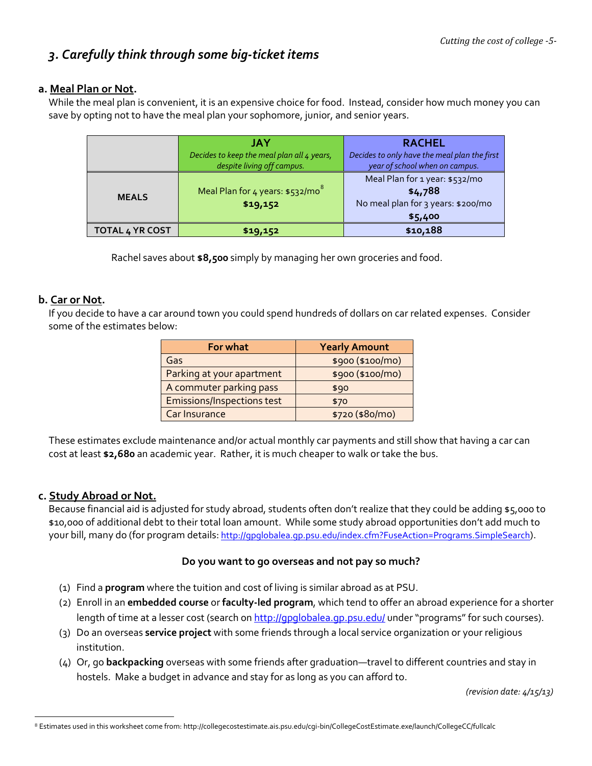## 3. *Carefully think through some big-ticket items*

### a. Meal Plan or Not.

While the meal plan is convenient, it is an expensive choice for food. Instead, consider how much money you can save by opting not to have the meal plan your sophomore, junior, and senior years.

| | **JAY** *Decides to keep the meal plan all 4 years, despite living off campus.* | **RACHEL** *Decides to only have the meal plan the first year of school when on campus.* |
|---|---|---|
| **MEALS** | Meal Plan for 4 years: $532/mo[8] **$19,152** | Meal Plan for 1 year: $532/mo **$4,788** No meal plan for 3 years: $200/mo **$5,400** |
| **TOTAL 4 YR COST** | **$19,152** | **$10,188** |

Rachel saves about **$8,500** simply by managing her own groceries and food.

### b. Car or Not.

If you decide to have a car around town you could spend hundreds of dollars on car related expenses. Consider some of the estimates below:

| For what | Yearly Amount |
|---|---|
| Gas | $900 ($100/mo) |
| Parking at your apartment | $900 ($100/mo) |
| A commuter parking pass | $90 |
| Emissions/Inspections test | $70 |
| Car Insurance | $720 ($80/mo) |

These estimates exclude maintenance and/or actual monthly car payments and still show that having a car can cost at least **$2,680** an academic year. Rather, it is much cheaper to walk or take the bus.

### c. Study Abroad or Not.

Because financial aid is adjusted for study abroad, students often don't realize that they could be adding $5,000 to $10,000 of additional debt to their total loan amount. While some study abroad opportunities don't add much to your bill, many do (for program details: http://gpglobalea.gp.psu.edu/index.cfm?FuseAction=Programs.SimpleSearch).

**Do you want to go overseas and not pay so much?**

(1) Find a **program** where the tuition and cost of living is similar abroad as at PSU.
(2) Enroll in an **embedded course** or **faculty-led program**, which tend to offer an abroad experience for a shorter length of time at a lesser cost (search on http://gpglobalea.gp.psu.edu/ under "programs" for such courses).
(3) Do an overseas **service project** with some friends through a local service organization or your religious institution.
(4) Or, go **backpacking** overseas with some friends after graduation—travel to different countries and stay in hostels. Make a budget in advance and stay for as long as you can afford to.

*(revision date: 4/15/13)*

[8] Estimates used in this worksheet come from: http://collegecostestimate.ais.psu.edu/cgi-bin/CollegeCostEstimate.exe/launch/CollegeCC/fullcalc